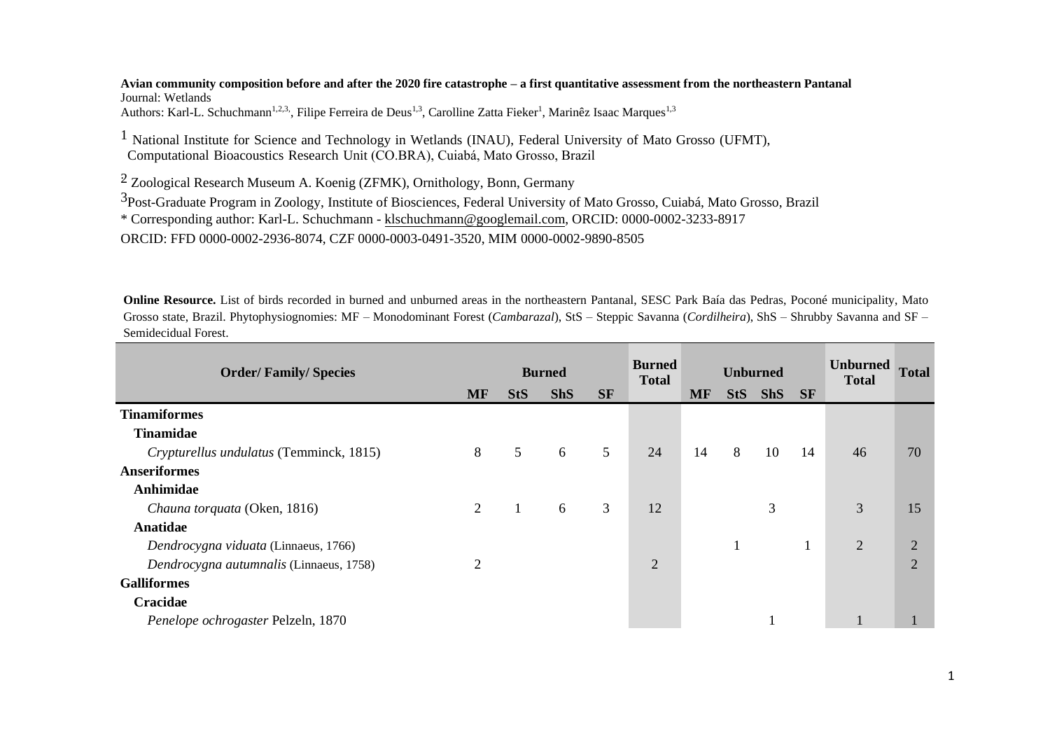**Avian community composition before and after the 2020 fire catastrophe – a first quantitative assessment from the northeastern Pantanal**

Journal: Wetlands

Authors: Karl-L. Schuchmann[1,2,3,], Filipe Ferreira de Deus[1,3], Carolline Zatta Fieker[1], Marinêz Isaac Marques[1,3]

[1] National Institute for Science and Technology in Wetlands (INAU), Federal University of Mato Grosso (UFMT), Computational Bioacoustics Research Unit (CO.BRA), Cuiabá, Mato Grosso, Brazil

[2] Zoological Research Museum A. Koenig (ZFMK), Ornithology, Bonn, Germany

[3]Post-Graduate Program in Zoology, Institute of Biosciences, Federal University of Mato Grosso, Cuiabá, Mato Grosso, Brazil

\* Corresponding author: Karl-L. Schuchmann - klschuchmann@googlemail.com, ORCID: 0000-0002-3233-8917

ORCID: FFD 0000-0002-2936-8074, CZF 0000-0003-0491-3520, MIM 0000-0002-9890-8505

**Online Resource.** List of birds recorded in burned and unburned areas in the northeastern Pantanal, SESC Park Baía das Pedras, Poconé municipality, Mato Grosso state, Brazil. Phytophysiognomies: MF – Monodominant Forest (*Cambarazal*), StS – Steppic Savanna (*Cordilheira*), ShS – Shrubby Savanna and SF – Semidecidual Forest.

| Order/ Family/ Species | Burned | | | | Burned Total | Unburned | | | | Unburned Total | Total |
|---|---|---|---|---|---|---|---|---|---|---|---|
| | MF | StS | ShS | SF | | MF | StS | ShS | SF | | |
| **Tinamiformes** | | | | | | | | | | | |
| **Tinamidae** | | | | | | | | | | | |
| *Crypturellus undulatus* (Temminck, 1815) | 8 | 5 | 6 | 5 | 24 | 14 | 8 | 10 | 14 | 46 | 70 |
| **Anseriformes** | | | | | | | | | | | |
| **Anhimidae** | | | | | | | | | | | |
| *Chauna torquata* (Oken, 1816) | 2 | 1 | 6 | 3 | 12 | | | 3 | | 3 | 15 |
| **Anatidae** | | | | | | | | | | | |
| *Dendrocygna viduata* (Linnaeus, 1766) | | | | | | | 1 | | 1 | 2 | 2 |
| *Dendrocygna autumnalis* (Linnaeus, 1758) | 2 | | | | 2 | | | | | | 2 |
| **Galliformes** | | | | | | | | | | | |
| **Cracidae** | | | | | | | | | | | |
| *Penelope ochrogaster* Pelzeln, 1870 | | | | | | | | 1 | | 1 | 1 |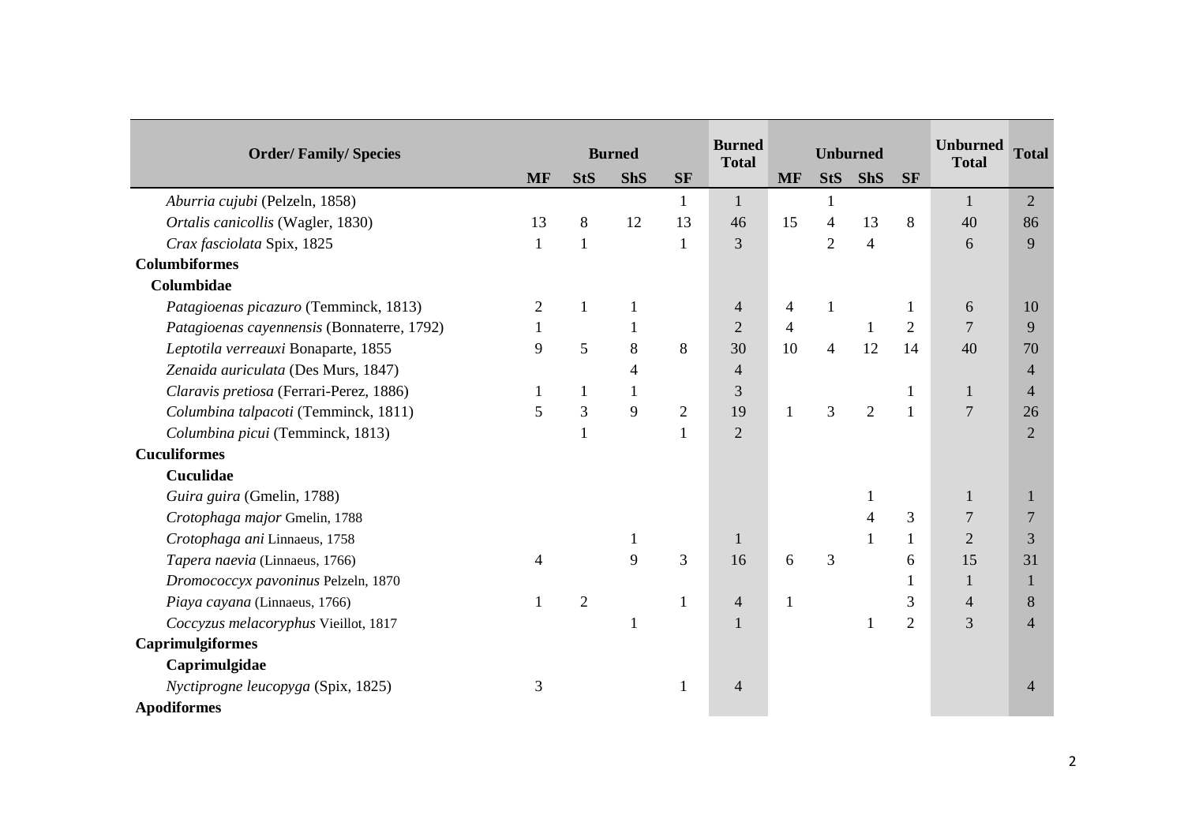| Order/ Family/ Species | Burned | | | | Burned Total | Unburned | | | | Unburned Total | Total |
|---|---|---|---|---|---|---|---|---|---|---|---|
| | MF | StS | ShS | SF | | MF | StS | ShS | SF | | |
| *Aburria cujubi* (Pelzeln, 1858) | | | | 1 | 1 | | 1 | | | 1 | 2 |
| *Ortalis canicollis* (Wagler, 1830) | 13 | 8 | 12 | 13 | 46 | 15 | 4 | 13 | 8 | 40 | 86 |
| *Crax fasciolata* Spix, 1825 | 1 | 1 | | 1 | 3 | | 2 | 4 | | 6 | 9 |
| **Columbiformes** | | | | | | | | | | | |
| **Columbidae** | | | | | | | | | | | |
| *Patagioenas picazuro* (Temminck, 1813) | 2 | 1 | 1 | | 4 | 4 | 1 | | 1 | 6 | 10 |
| *Patagioenas cayennensis* (Bonnaterre, 1792) | 1 | | 1 | | 2 | 4 | | 1 | 2 | 7 | 9 |
| *Leptotila verreauxi* Bonaparte, 1855 | 9 | 5 | 8 | 8 | 30 | 10 | 4 | 12 | 14 | 40 | 70 |
| *Zenaida auriculata* (Des Murs, 1847) | | | 4 | | 4 | | | | | | 4 |
| *Claravis pretiosa* (Ferrari-Perez, 1886) | 1 | 1 | 1 | | 3 | | | | 1 | 1 | 4 |
| *Columbina talpacoti* (Temminck, 1811) | 5 | 3 | 9 | 2 | 19 | 1 | 3 | 2 | 1 | 7 | 26 |
| *Columbina picui* (Temminck, 1813) | | 1 | | 1 | 2 | | | | | | 2 |
| **Cuculiformes** | | | | | | | | | | | |
| **Cuculidae** | | | | | | | | | | | |
| *Guira guira* (Gmelin, 1788) | | | | | | | | 1 | | 1 | 1 |
| *Crotophaga major* Gmelin, 1788 | | | | | | | | 4 | 3 | 7 | 7 |
| *Crotophaga ani* Linnaeus, 1758 | | | 1 | | 1 | | | 1 | 1 | 2 | 3 |
| *Tapera naevia* (Linnaeus, 1766) | 4 | | 9 | 3 | 16 | 6 | 3 | | 6 | 15 | 31 |
| *Dromococcyx pavoninus* Pelzeln, 1870 | | | | | | | | | 1 | 1 | 1 |
| *Piaya cayana* (Linnaeus, 1766) | 1 | 2 | | 1 | 4 | 1 | | | 3 | 4 | 8 |
| *Coccyzus melacoryphus* Vieillot, 1817 | | | 1 | | 1 | | | 1 | 2 | 3 | 4 |
| **Caprimulgiformes** | | | | | | | | | | | |
| **Caprimulgidae** | | | | | | | | | | | |
| *Nyctiprogne leucopyga* (Spix, 1825) | 3 | | | 1 | 4 | | | | | | 4 |
| **Apodiformes** | | | | | | | | | | | |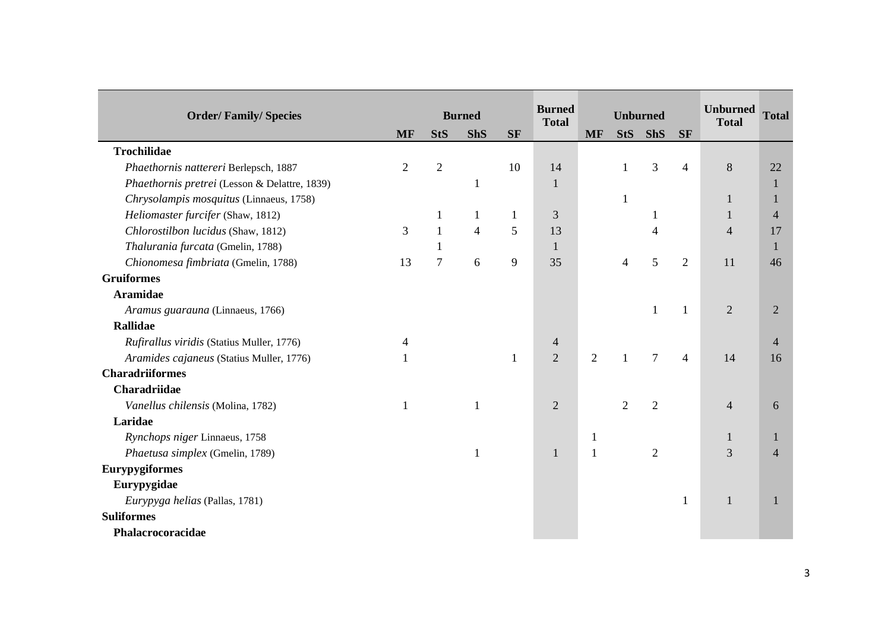| Order/ Family/ Species | Burned | | | | Burned Total | Unburned | | | | Unburned Total | Total |
|---|---|---|---|---|---|---|---|---|---|---|---|
| | MF | StS | ShS | SF | | MF | StS | ShS | SF | | |
| **Trochilidae** | | | | | | | | | | | |
| *Phaethornis nattereri* Berlepsch, 1887 | 2 | 2 | | 10 | 14 | | 1 | 3 | 4 | 8 | 22 |
| *Phaethornis pretrei* (Lesson & Delattre, 1839) | | | 1 | | 1 | | | | | | 1 |
| *Chrysolampis mosquitus* (Linnaeus, 1758) | | | | | | | 1 | | | 1 | 1 |
| *Heliomaster furcifer* (Shaw, 1812) | | 1 | 1 | 1 | 3 | | | 1 | | 1 | 4 |
| *Chlorostilbon lucidus* (Shaw, 1812) | 3 | 1 | 4 | 5 | 13 | | | 4 | | 4 | 17 |
| *Thalurania furcata* (Gmelin, 1788) | | 1 | | | 1 | | | | | | 1 |
| *Chionomesa fimbriata* (Gmelin, 1788) | 13 | 7 | 6 | 9 | 35 | | 4 | 5 | 2 | 11 | 46 |
| **Gruiformes** | | | | | | | | | | | |
| **Aramidae** | | | | | | | | | | | |
| *Aramus guarauna* (Linnaeus, 1766) | | | | | | | | 1 | 1 | 2 | 2 |
| **Rallidae** | | | | | | | | | | | |
| *Rufirallus viridis* (Statius Muller, 1776) | 4 | | | | 4 | | | | | | 4 |
| *Aramides cajaneus* (Statius Muller, 1776) | 1 | | | 1 | 2 | 2 | 1 | 7 | 4 | 14 | 16 |
| **Charadriiformes** | | | | | | | | | | | |
| **Charadriidae** | | | | | | | | | | | |
| *Vanellus chilensis* (Molina, 1782) | 1 | | 1 | | 2 | | 2 | 2 | | 4 | 6 |
| **Laridae** | | | | | | | | | | | |
| *Rynchops niger* Linnaeus, 1758 | | | | | | 1 | | | | 1 | 1 |
| *Phaetusa simplex* (Gmelin, 1789) | | | 1 | | 1 | 1 | | 2 | | 3 | 4 |
| **Eurypygiformes** | | | | | | | | | | | |
| **Eurypygidae** | | | | | | | | | | | |
| *Eurypyga helias* (Pallas, 1781) | | | | | | | | | 1 | 1 | 1 |
| **Suliformes** | | | | | | | | | | | |
| **Phalacrocoracidae** | | | | | | | | | | | |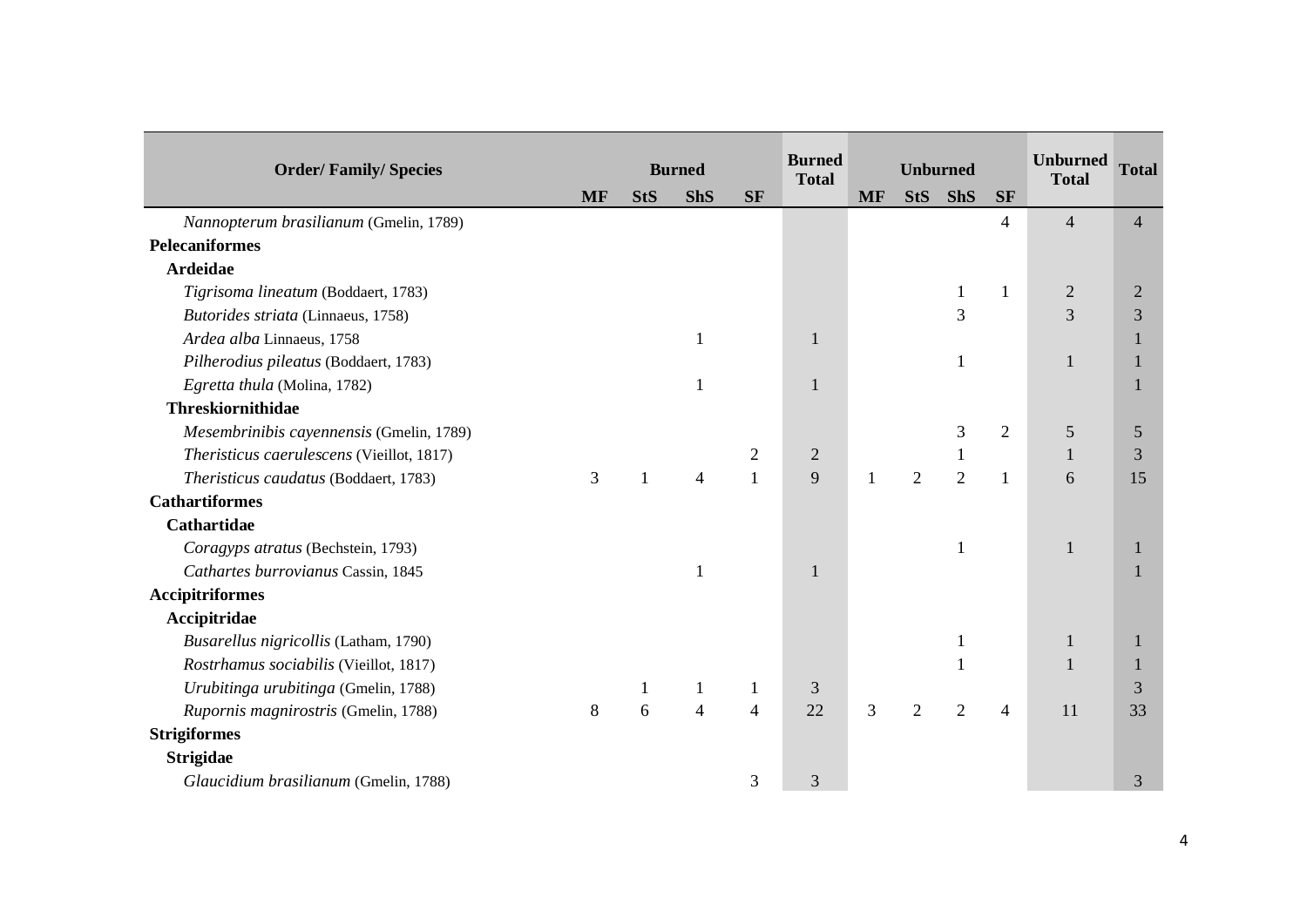| Order/ Family/ Species | Burned | | | | Burned Total | Unburned | | | | Unburned Total | Total |
|---|---|---|---|---|---|---|---|---|---|---|---|
| | MF | StS | ShS | SF | | MF | StS | ShS | SF | | |
| *Nannopterum brasilianum* (Gmelin, 1789) | | | | | | | | | 4 | 4 | 4 |
| **Pelecaniformes** | | | | | | | | | | | |
| **Ardeidae** | | | | | | | | | | | |
| *Tigrisoma lineatum* (Boddaert, 1783) | | | | | | | | 1 | 1 | 2 | 2 |
| *Butorides striata* (Linnaeus, 1758) | | | | | | | | 3 | | 3 | 3 |
| *Ardea alba* Linnaeus, 1758 | | | 1 | | 1 | | | | | | 1 |
| *Pilherodius pileatus* (Boddaert, 1783) | | | | | | | | 1 | | 1 | 1 |
| *Egretta thula* (Molina, 1782) | | | 1 | | 1 | | | | | | 1 |
| **Threskiornithidae** | | | | | | | | | | | |
| *Mesembrinibis cayennensis* (Gmelin, 1789) | | | | | | | | 3 | 2 | 5 | 5 |
| *Theristicus caerulescens* (Vieillot, 1817) | | | | 2 | 2 | | | 1 | | 1 | 3 |
| *Theristicus caudatus* (Boddaert, 1783) | 3 | 1 | 4 | 1 | 9 | 1 | 2 | 2 | 1 | 6 | 15 |
| **Cathartiformes** | | | | | | | | | | | |
| **Cathartidae** | | | | | | | | | | | |
| *Coragyps atratus* (Bechstein, 1793) | | | | | | | | 1 | | 1 | 1 |
| *Cathartes burrovianus* Cassin, 1845 | | | 1 | | 1 | | | | | | 1 |
| **Accipitriformes** | | | | | | | | | | | |
| **Accipitridae** | | | | | | | | | | | |
| *Busarellus nigricollis* (Latham, 1790) | | | | | | | | 1 | | 1 | 1 |
| *Rostrhamus sociabilis* (Vieillot, 1817) | | | | | | | | 1 | | 1 | 1 |
| *Urubitinga urubitinga* (Gmelin, 1788) | | 1 | 1 | 1 | 3 | | | | | | 3 |
| *Rupornis magnirostris* (Gmelin, 1788) | 8 | 6 | 4 | 4 | 22 | 3 | 2 | 2 | 4 | 11 | 33 |
| **Strigiformes** | | | | | | | | | | | |
| **Strigidae** | | | | | | | | | | | |
| *Glaucidium brasilianum* (Gmelin, 1788) | | | | 3 | 3 | | | | | | 3 |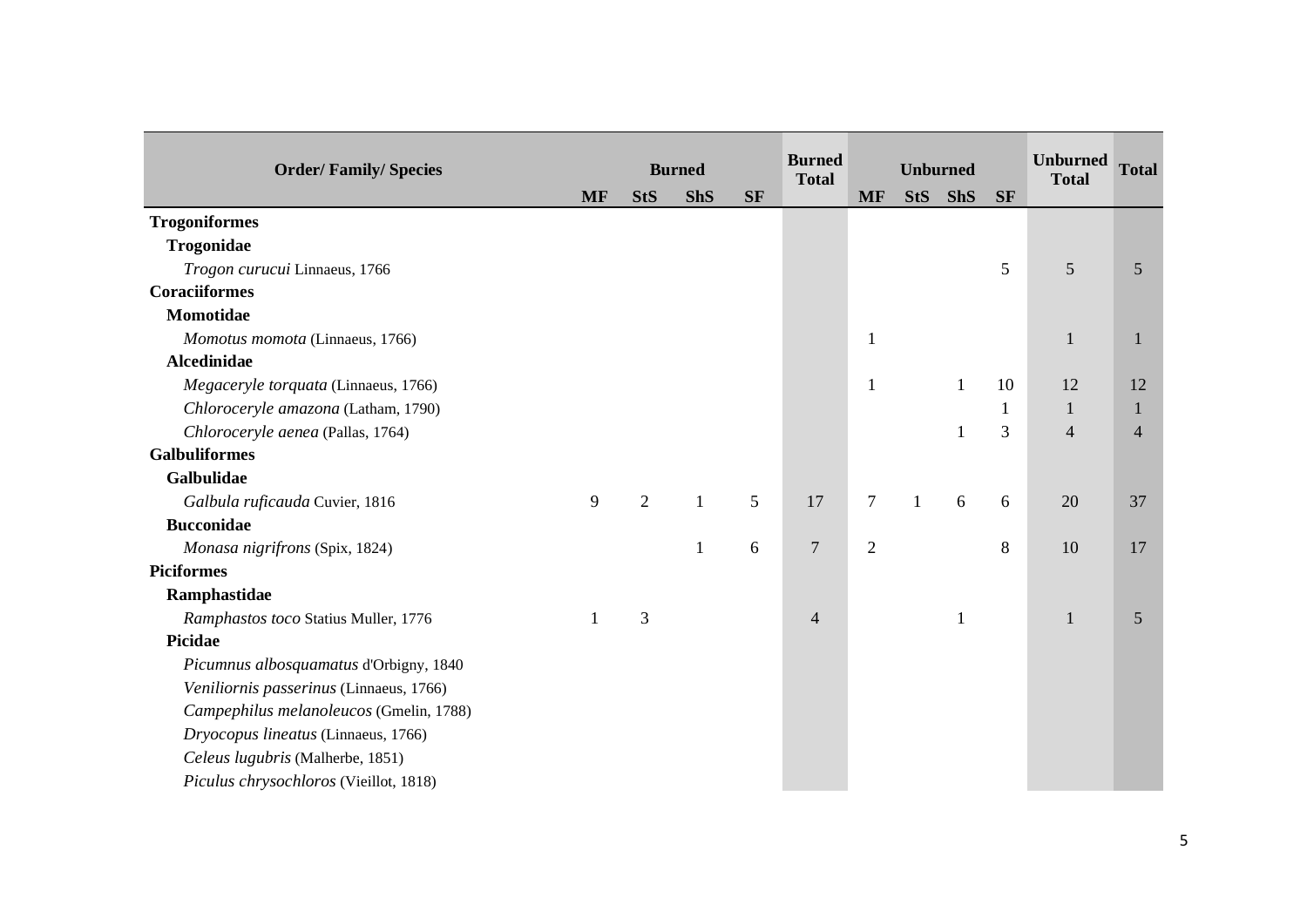| Order/ Family/ Species | Burned | | | | Burned Total | Unburned | | | | Unburned Total | Total |
|---|---|---|---|---|---|---|---|---|---|---|---|
| | MF | StS | ShS | SF | | MF | StS | ShS | SF | | |
| **Trogoniformes** | | | | | | | | | | | |
| **Trogonidae** | | | | | | | | | | | |
| *Trogon curucui* Linnaeus, 1766 | | | | | | | | | 5 | 5 | 5 |
| **Coraciiformes** | | | | | | | | | | | |
| **Momotidae** | | | | | | | | | | | |
| *Momotus momota* (Linnaeus, 1766) | | | | | | 1 | | | | 1 | 1 |
| **Alcedinidae** | | | | | | | | | | | |
| *Megaceryle torquata* (Linnaeus, 1766) | | | | | | 1 | | 1 | 10 | 12 | 12 |
| *Chloroceryle amazona* (Latham, 1790) | | | | | | | | | 1 | 1 | 1 |
| *Chloroceryle aenea* (Pallas, 1764) | | | | | | | | 1 | 3 | 4 | 4 |
| **Galbuliformes** | | | | | | | | | | | |
| **Galbulidae** | | | | | | | | | | | |
| *Galbula ruficauda* Cuvier, 1816 | 9 | 2 | 1 | 5 | 17 | 7 | 1 | 6 | 6 | 20 | 37 |
| **Bucconidae** | | | | | | | | | | | |
| *Monasa nigrifrons* (Spix, 1824) | | | 1 | 6 | 7 | 2 | | | 8 | 10 | 17 |
| **Piciformes** | | | | | | | | | | | |
| **Ramphastidae** | | | | | | | | | | | |
| *Ramphastos toco* Statius Muller, 1776 | 1 | 3 | | | 4 | | | 1 | | 1 | 5 |
| **Picidae** | | | | | | | | | | | |
| *Picumnus albosquamatus* d'Orbigny, 1840 | | | | | | | | | | | |
| *Veniliornis passerinus* (Linnaeus, 1766) | | | | | | | | | | | |
| *Campephilus melanoleucos* (Gmelin, 1788) | | | | | | | | | | | |
| *Dryocopus lineatus* (Linnaeus, 1766) | | | | | | | | | | | |
| *Celeus lugubris* (Malherbe, 1851) | | | | | | | | | | | |
| *Piculus chrysochloros* (Vieillot, 1818) | | | | | | | | | | | |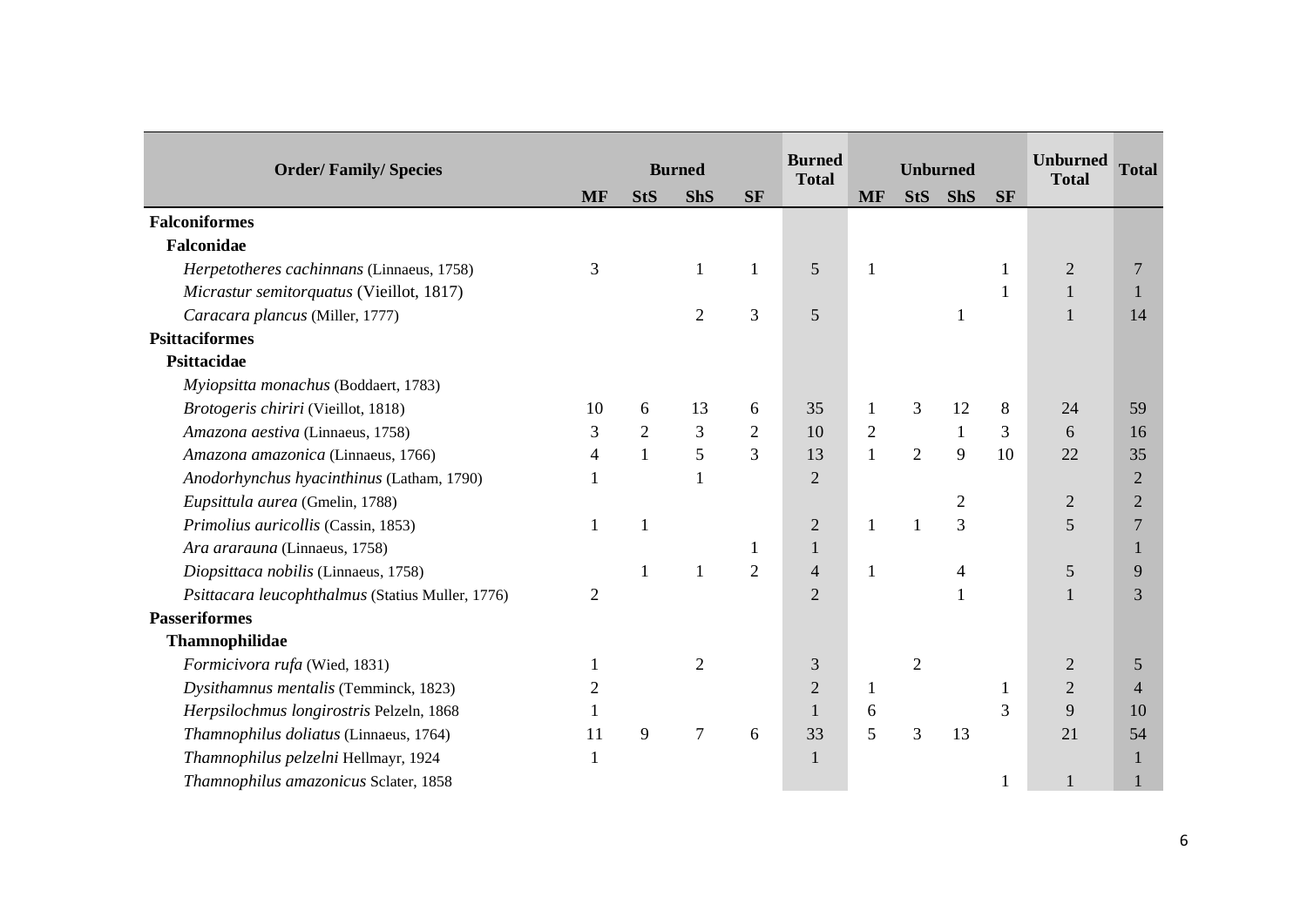| Order/ Family/ Species | Burned | | | | Burned Total | Unburned | | | | Unburned Total | Total |
|---|---|---|---|---|---|---|---|---|---|---|---|
| | MF | StS | ShS | SF | | MF | StS | ShS | SF | | |
| **Falconiformes** | | | | | | | | | | | |
| **Falconidae** | | | | | | | | | | | |
| *Herpetotheres cachinnans* (Linnaeus, 1758) | 3 | | 1 | 1 | 5 | 1 | | | 1 | 2 | 7 |
| *Micrastur semitorquatus* (Vieillot, 1817) | | | | | | | | | 1 | 1 | 1 |
| *Caracara plancus* (Miller, 1777) | | | 2 | 3 | 5 | | | 1 | | 1 | 14 |
| **Psittaciformes** | | | | | | | | | | | |
| **Psittacidae** | | | | | | | | | | | |
| *Myiopsitta monachus* (Boddaert, 1783) | | | | | | | | | | | |
| *Brotogeris chiriri* (Vieillot, 1818) | 10 | 6 | 13 | 6 | 35 | 1 | 3 | 12 | 8 | 24 | 59 |
| *Amazona aestiva* (Linnaeus, 1758) | 3 | 2 | 3 | 2 | 10 | 2 | | 1 | 3 | 6 | 16 |
| *Amazona amazonica* (Linnaeus, 1766) | 4 | 1 | 5 | 3 | 13 | 1 | 2 | 9 | 10 | 22 | 35 |
| *Anodorhynchus hyacinthinus* (Latham, 1790) | 1 | | 1 | | 2 | | | | | | 2 |
| *Eupsittula aurea* (Gmelin, 1788) | | | | | | | | 2 | | 2 | 2 |
| *Primolius auricollis* (Cassin, 1853) | 1 | 1 | | | 2 | 1 | 1 | 3 | | 5 | 7 |
| *Ara ararauna* (Linnaeus, 1758) | | | | 1 | 1 | | | | | | 1 |
| *Diopsittaca nobilis* (Linnaeus, 1758) | | 1 | 1 | 2 | 4 | 1 | | 4 | | 5 | 9 |
| *Psittacara leucophthalmus* (Statius Muller, 1776) | 2 | | | | 2 | | | 1 | | 1 | 3 |
| **Passeriformes** | | | | | | | | | | | |
| **Thamnophilidae** | | | | | | | | | | | |
| *Formicivora rufa* (Wied, 1831) | 1 | | 2 | | 3 | | 2 | | | 2 | 5 |
| *Dysithamnus mentalis* (Temminck, 1823) | 2 | | | | 2 | 1 | | | 1 | 2 | 4 |
| *Herpsilochmus longirostris* Pelzeln, 1868 | 1 | | | | 1 | 6 | | | 3 | 9 | 10 |
| *Thamnophilus doliatus* (Linnaeus, 1764) | 11 | 9 | 7 | 6 | 33 | 5 | 3 | 13 | | 21 | 54 |
| *Thamnophilus pelzelni* Hellmayr, 1924 | 1 | | | | 1 | | | | | | 1 |
| *Thamnophilus amazonicus* Sclater, 1858 | | | | | | | | | 1 | 1 | 1 |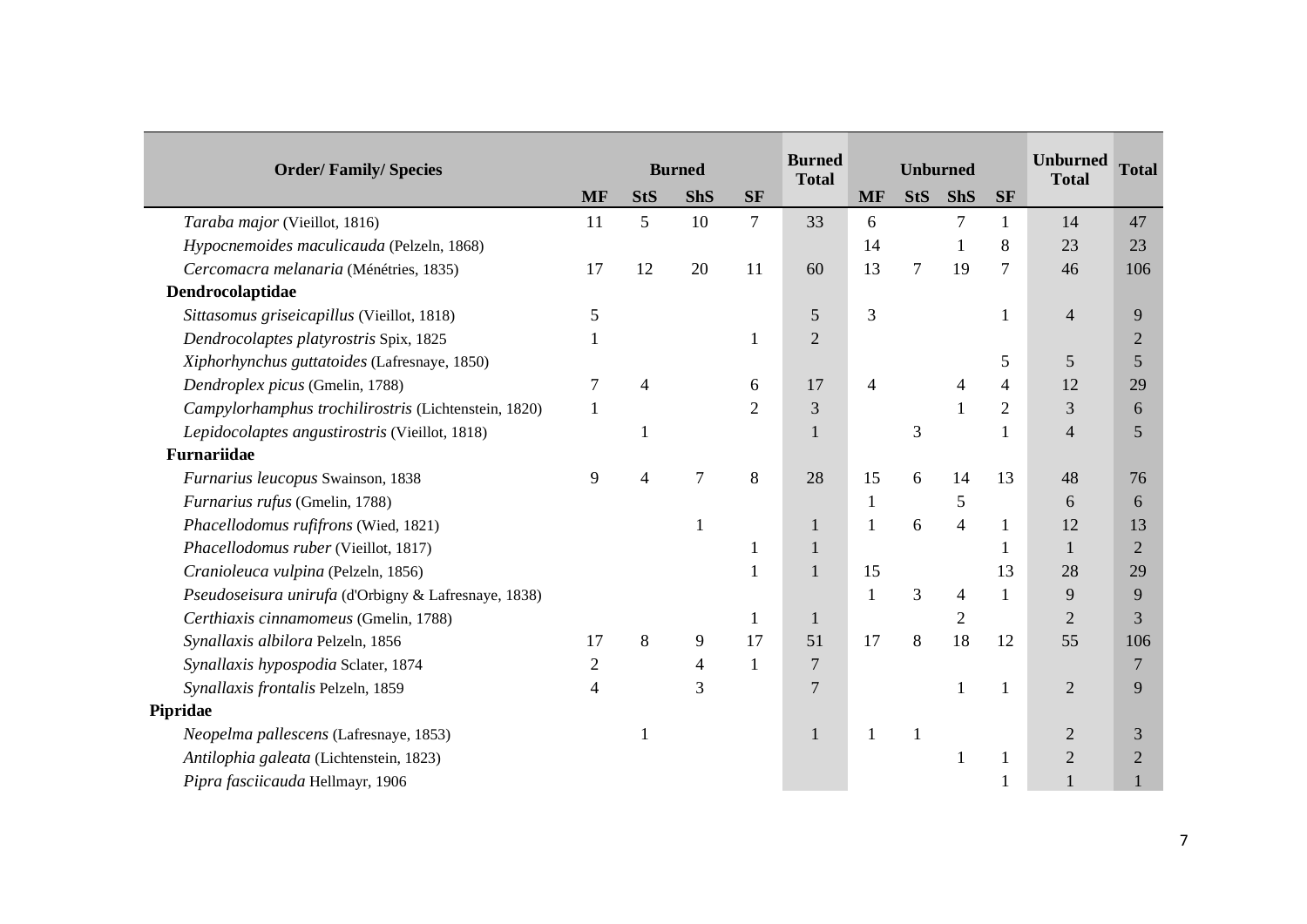| Order/ Family/ Species | Burned | | | | Burned Total | Unburned | | | | Unburned Total | Total |
|---|---|---|---|---|---|---|---|---|---|---|---|
| | MF | StS | ShS | SF | | MF | StS | ShS | SF | | |
| *Taraba major* (Vieillot, 1816) | 11 | 5 | 10 | 7 | 33 | 6 | | 7 | 1 | 14 | 47 |
| *Hypocnemoides maculicauda* (Pelzeln, 1868) | | | | | | 14 | | 1 | 8 | 23 | 23 |
| *Cercomacra melanaria* (Ménétries, 1835) | 17 | 12 | 20 | 11 | 60 | 13 | 7 | 19 | 7 | 46 | 106 |
| **Dendrocolaptidae** | | | | | | | | | | | |
| *Sittasomus griseicapillus* (Vieillot, 1818) | 5 | | | | 5 | 3 | | | 1 | 4 | 9 |
| *Dendrocolaptes platyrostris* Spix, 1825 | 1 | | | 1 | 2 | | | | | | 2 |
| *Xiphorhynchus guttatoides* (Lafresnaye, 1850) | | | | | | | | | 5 | 5 | 5 |
| *Dendroplex picus* (Gmelin, 1788) | 7 | 4 | | 6 | 17 | 4 | | 4 | 4 | 12 | 29 |
| *Campylorhamphus trochilirostris* (Lichtenstein, 1820) | 1 | | | 2 | 3 | | | 1 | 2 | 3 | 6 |
| *Lepidocolaptes angustirostris* (Vieillot, 1818) | | 1 | | | 1 | | 3 | | 1 | 4 | 5 |
| **Furnariidae** | | | | | | | | | | | |
| *Furnarius leucopus* Swainson, 1838 | 9 | 4 | 7 | 8 | 28 | 15 | 6 | 14 | 13 | 48 | 76 |
| *Furnarius rufus* (Gmelin, 1788) | | | | | | 1 | | 5 | | 6 | 6 |
| *Phacellodomus rufifrons* (Wied, 1821) | | | 1 | | 1 | 1 | 6 | 4 | 1 | 12 | 13 |
| *Phacellodomus ruber* (Vieillot, 1817) | | | | 1 | 1 | | | | 1 | 1 | 2 |
| *Cranioleuca vulpina* (Pelzeln, 1856) | | | | 1 | 1 | 15 | | | 13 | 28 | 29 |
| *Pseudoseisura unirufa* (d'Orbigny & Lafresnaye, 1838) | | | | | | 1 | 3 | 4 | 1 | 9 | 9 |
| *Certhiaxis cinnamomeus* (Gmelin, 1788) | | | | 1 | 1 | | | 2 | | 2 | 3 |
| *Synallaxis albilora* Pelzeln, 1856 | 17 | 8 | 9 | 17 | 51 | 17 | 8 | 18 | 12 | 55 | 106 |
| *Synallaxis hypospodia* Sclater, 1874 | 2 | | 4 | 1 | 7 | | | | | | 7 |
| *Synallaxis frontalis* Pelzeln, 1859 | 4 | | 3 | | 7 | | | 1 | 1 | 2 | 9 |
| **Pipridae** | | | | | | | | | | | |
| *Neopelma pallescens* (Lafresnaye, 1853) | | 1 | | | 1 | 1 | 1 | | | 2 | 3 |
| *Antilophia galeata* (Lichtenstein, 1823) | | | | | | | | 1 | 1 | 2 | 2 |
| *Pipra fasciicauda* Hellmayr, 1906 | | | | | | | | | 1 | 1 | 1 |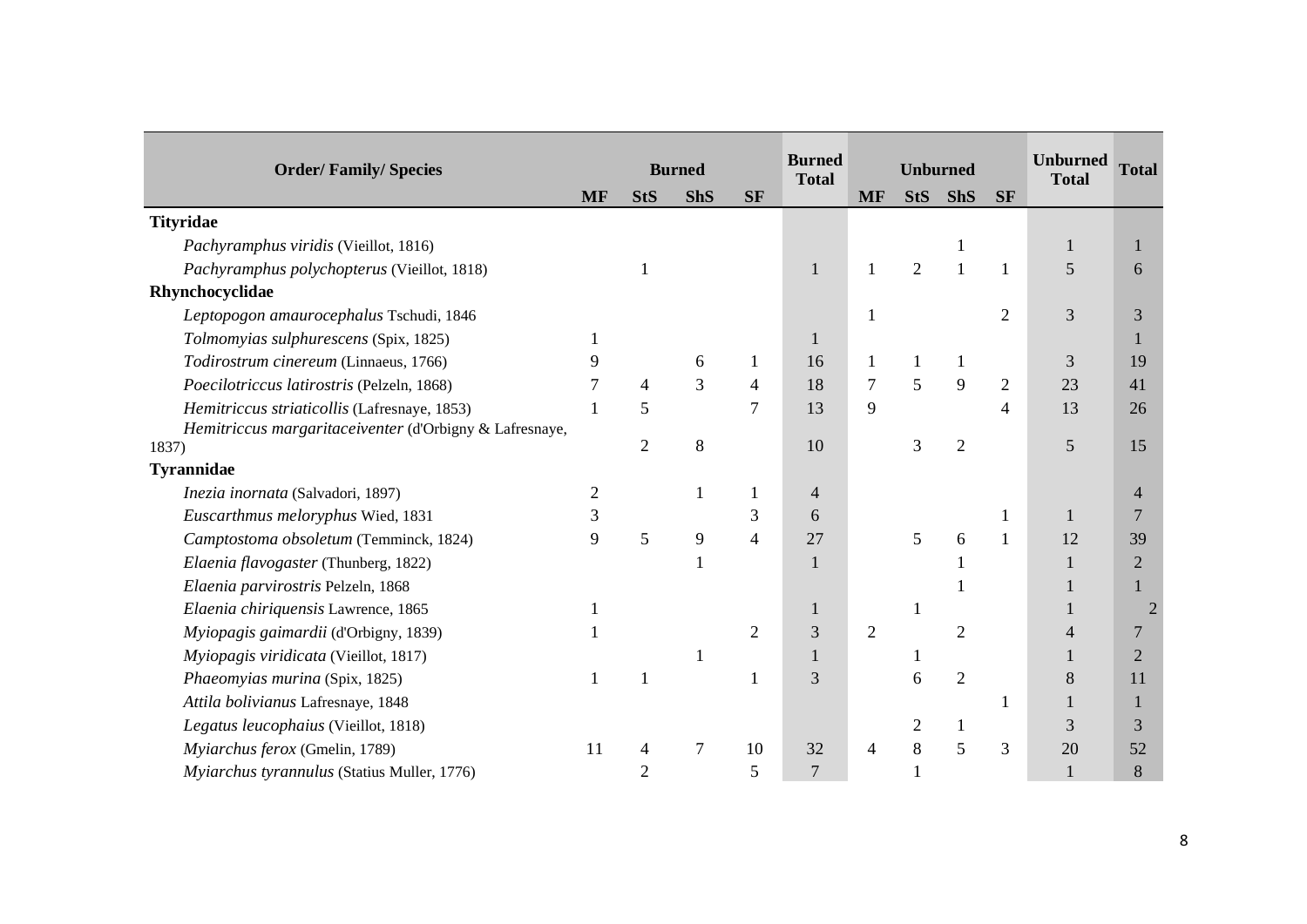| Order/ Family/ Species | Burned | | | | Burned Total | Unburned | | | | Unburned Total | Total |
|---|---|---|---|---|---|---|---|---|---|---|---|
| | MF | StS | ShS | SF | | MF | StS | ShS | SF | | |
| **Tityridae** | | | | | | | | | | | |
| *Pachyramphus viridis* (Vieillot, 1816) | | | | | | | | 1 | | 1 | 1 |
| *Pachyramphus polychopterus* (Vieillot, 1818) | | 1 | | | 1 | 1 | 2 | 1 | 1 | 5 | 6 |
| **Rhynchocyclidae** | | | | | | | | | | | |
| *Leptopogon amaurocephalus* Tschudi, 1846 | | | | | | 1 | | | 2 | 3 | 3 |
| *Tolmomyias sulphurescens* (Spix, 1825) | 1 | | | | 1 | | | | | | 1 |
| *Todirostrum cinereum* (Linnaeus, 1766) | 9 | | 6 | 1 | 16 | 1 | 1 | 1 | | 3 | 19 |
| *Poecilotriccus latirostris* (Pelzeln, 1868) | 7 | 4 | 3 | 4 | 18 | 7 | 5 | 9 | 2 | 23 | 41 |
| *Hemitriccus striaticollis* (Lafresnaye, 1853) | 1 | 5 | | 7 | 13 | 9 | | | 4 | 13 | 26 |
| *Hemitriccus margaritaceiventer* (d'Orbigny & Lafresnaye, 1837) | | 2 | 8 | | 10 | | 3 | 2 | | 5 | 15 |
| **Tyrannidae** | | | | | | | | | | | |
| *Inezia inornata* (Salvadori, 1897) | 2 | | 1 | 1 | 4 | | | | | | 4 |
| *Euscarthmus meloryphus* Wied, 1831 | 3 | | | 3 | 6 | | | | 1 | 1 | 7 |
| *Camptostoma obsoletum* (Temminck, 1824) | 9 | 5 | 9 | 4 | 27 | | 5 | 6 | 1 | 12 | 39 |
| *Elaenia flavogaster* (Thunberg, 1822) | | | 1 | | 1 | | | 1 | | 1 | 2 |
| *Elaenia parvirostris* Pelzeln, 1868 | | | | | | | | 1 | | 1 | 1 |
| *Elaenia chiriquensis* Lawrence, 1865 | 1 | | | | 1 | | 1 | | | 1 | 2 |
| *Myiopagis gaimardii* (d'Orbigny, 1839) | 1 | | | 2 | 3 | 2 | | 2 | | 4 | 7 |
| *Myiopagis viridicata* (Vieillot, 1817) | | | 1 | | 1 | | 1 | | | 1 | 2 |
| *Phaeomyias murina* (Spix, 1825) | 1 | 1 | | 1 | 3 | | 6 | 2 | | 8 | 11 |
| *Attila bolivianus* Lafresnaye, 1848 | | | | | | | | | 1 | 1 | 1 |
| *Legatus leucophaius* (Vieillot, 1818) | | | | | | | 2 | 1 | | 3 | 3 |
| *Myiarchus ferox* (Gmelin, 1789) | 11 | 4 | 7 | 10 | 32 | 4 | 8 | 5 | 3 | 20 | 52 |
| *Myiarchus tyrannulus* (Statius Muller, 1776) | | 2 | | 5 | 7 | | 1 | | | 1 | 8 |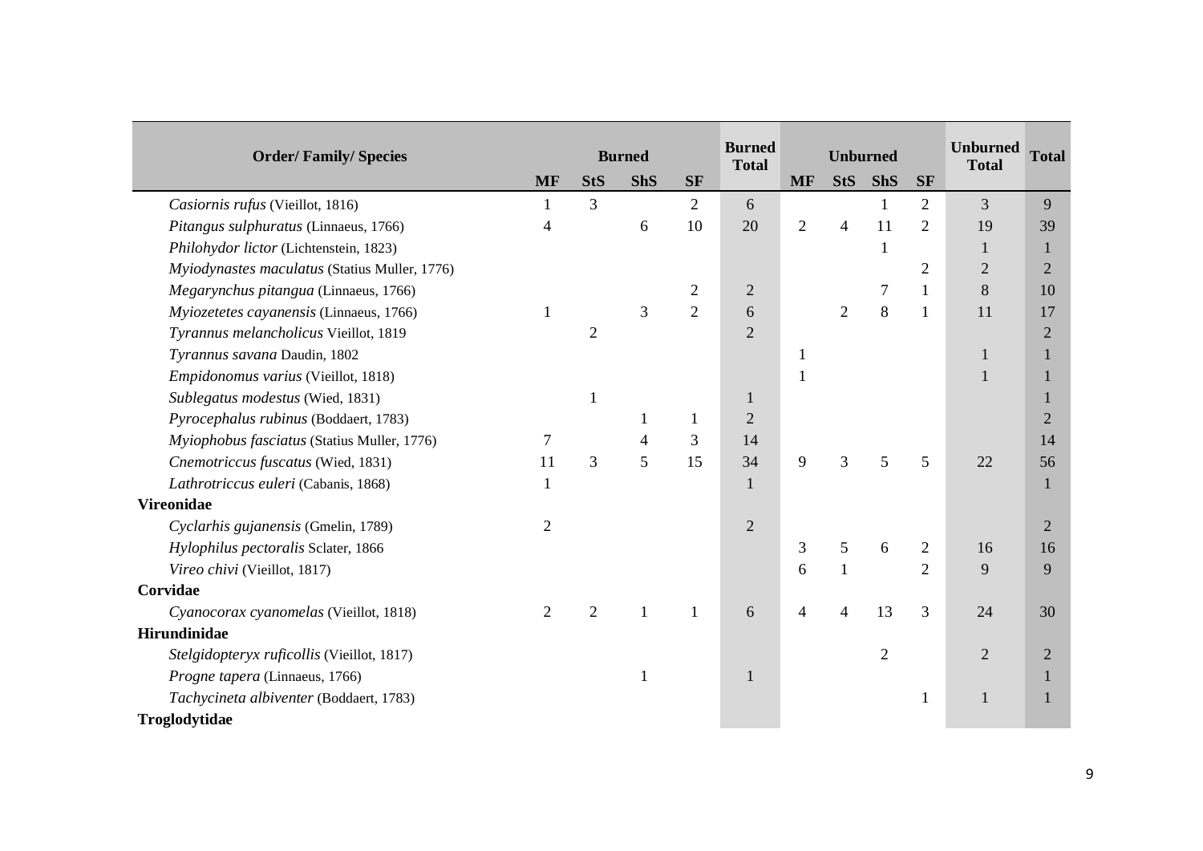| Order/ Family/ Species | Burned | | | | Burned Total | Unburned | | | | Unburned Total | Total |
|---|---|---|---|---|---|---|---|---|---|---|---|
| | MF | StS | ShS | SF | | MF | StS | ShS | SF | | |
| *Casiornis rufus* (Vieillot, 1816) | 1 | 3 | | 2 | 6 | | | 1 | 2 | 3 | 9 |
| *Pitangus sulphuratus* (Linnaeus, 1766) | 4 | | 6 | 10 | 20 | 2 | 4 | 11 | 2 | 19 | 39 |
| *Philohydor lictor* (Lichtenstein, 1823) | | | | | | | | 1 | | 1 | 1 |
| *Myiodynastes maculatus* (Statius Muller, 1776) | | | | | | | | | 2 | 2 | 2 |
| *Megarynchus pitangua* (Linnaeus, 1766) | | | | 2 | 2 | | | 7 | 1 | 8 | 10 |
| *Myiozetetes cayanensis* (Linnaeus, 1766) | 1 | | 3 | 2 | 6 | | 2 | 8 | 1 | 11 | 17 |
| *Tyrannus melancholicus* Vieillot, 1819 | | 2 | | | 2 | | | | | | 2 |
| *Tyrannus savana* Daudin, 1802 | | | | | | 1 | | | | 1 | 1 |
| *Empidonomus varius* (Vieillot, 1818) | | | | | | 1 | | | | 1 | 1 |
| *Sublegatus modestus* (Wied, 1831) | | 1 | | | 1 | | | | | | 1 |
| *Pyrocephalus rubinus* (Boddaert, 1783) | | | 1 | 1 | 2 | | | | | | 2 |
| *Myiophobus fasciatus* (Statius Muller, 1776) | 7 | | 4 | 3 | 14 | | | | | | 14 |
| *Cnemotriccus fuscatus* (Wied, 1831) | 11 | 3 | 5 | 15 | 34 | 9 | 3 | 5 | 5 | 22 | 56 |
| *Lathrotriccus euleri* (Cabanis, 1868) | 1 | | | | 1 | | | | | | 1 |
| **Vireonidae** | | | | | | | | | | | |
| *Cyclarhis gujanensis* (Gmelin, 1789) | 2 | | | | 2 | | | | | | 2 |
| *Hylophilus pectoralis* Sclater, 1866 | | | | | | 3 | 5 | 6 | 2 | 16 | 16 |
| *Vireo chivi* (Vieillot, 1817) | | | | | | 6 | 1 | | 2 | 9 | 9 |
| **Corvidae** | | | | | | | | | | | |
| *Cyanocorax cyanomelas* (Vieillot, 1818) | 2 | 2 | 1 | 1 | 6 | 4 | 4 | 13 | 3 | 24 | 30 |
| **Hirundinidae** | | | | | | | | | | | |
| *Stelgidopteryx ruficollis* (Vieillot, 1817) | | | | | | | | 2 | | 2 | 2 |
| *Progne tapera* (Linnaeus, 1766) | | | 1 | | 1 | | | | | | 1 |
| *Tachycineta albiventer* (Boddaert, 1783) | | | | | | | | | 1 | 1 | 1 |
| **Troglodytidae** | | | | | | | | | | | |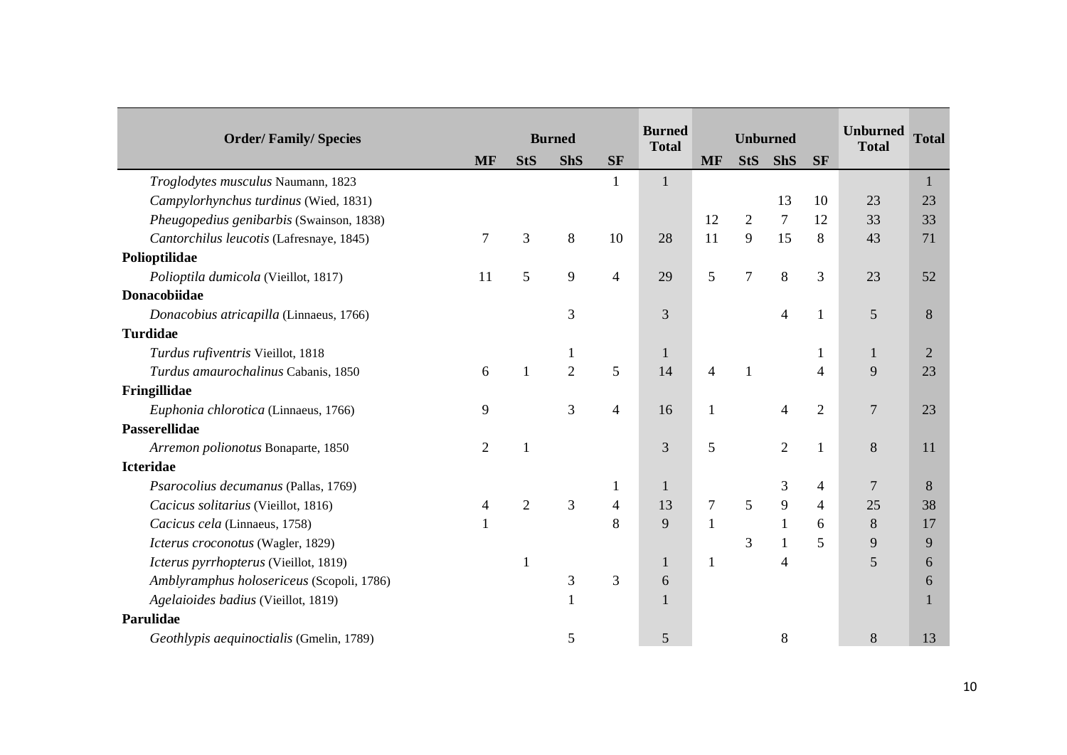| Order/ Family/ Species | Burned | | | | Burned Total | Unburned | | | | Unburned Total | Total |
|---|---|---|---|---|---|---|---|---|---|---|---|
| | MF | StS | ShS | SF | | MF | StS | ShS | SF | | |
| *Troglodytes musculus* Naumann, 1823 | | | | 1 | 1 | | | | | | 1 |
| *Campylorhynchus turdinus* (Wied, 1831) | | | | | | | | 13 | 10 | 23 | 23 |
| *Pheugopedius genibarbis* (Swainson, 1838) | | | | | | 12 | 2 | 7 | 12 | 33 | 33 |
| *Cantorchilus leucotis* (Lafresnaye, 1845) | 7 | 3 | 8 | 10 | 28 | 11 | 9 | 15 | 8 | 43 | 71 |
| **Polioptilidae** | | | | | | | | | | | |
| *Polioptila dumicola* (Vieillot, 1817) | 11 | 5 | 9 | 4 | 29 | 5 | 7 | 8 | 3 | 23 | 52 |
| **Donacobiidae** | | | | | | | | | | | |
| *Donacobius atricapilla* (Linnaeus, 1766) | | | 3 | | 3 | | | 4 | 1 | 5 | 8 |
| **Turdidae** | | | | | | | | | | | |
| *Turdus rufiventris* Vieillot, 1818 | | | 1 | | 1 | | | | 1 | 1 | 2 |
| *Turdus amaurochalinus* Cabanis, 1850 | 6 | 1 | 2 | 5 | 14 | 4 | 1 | | 4 | 9 | 23 |
| **Fringillidae** | | | | | | | | | | | |
| *Euphonia chlorotica* (Linnaeus, 1766) | 9 | | 3 | 4 | 16 | 1 | | 4 | 2 | 7 | 23 |
| **Passerellidae** | | | | | | | | | | | |
| *Arremon polionotus* Bonaparte, 1850 | 2 | 1 | | | 3 | 5 | | 2 | 1 | 8 | 11 |
| **Icteridae** | | | | | | | | | | | |
| *Psarocolius decumanus* (Pallas, 1769) | | | | 1 | 1 | | | 3 | 4 | 7 | 8 |
| *Cacicus solitarius* (Vieillot, 1816) | 4 | 2 | 3 | 4 | 13 | 7 | 5 | 9 | 4 | 25 | 38 |
| *Cacicus cela* (Linnaeus, 1758) | 1 | | | 8 | 9 | 1 | | 1 | 6 | 8 | 17 |
| *Icterus croconotus* (Wagler, 1829) | | | | | | | 3 | 1 | 5 | 9 | 9 |
| *Icterus pyrrhopterus* (Vieillot, 1819) | | 1 | | | 1 | 1 | | 4 | | 5 | 6 |
| *Amblyramphus holosericeus* (Scopoli, 1786) | | | 3 | 3 | 6 | | | | | | 6 |
| *Agelaioides badius* (Vieillot, 1819) | | | 1 | | 1 | | | | | | 1 |
| **Parulidae** | | | | | | | | | | | |
| *Geothlypis aequinoctialis* (Gmelin, 1789) | | | 5 | | 5 | | | 8 | | 8 | 13 |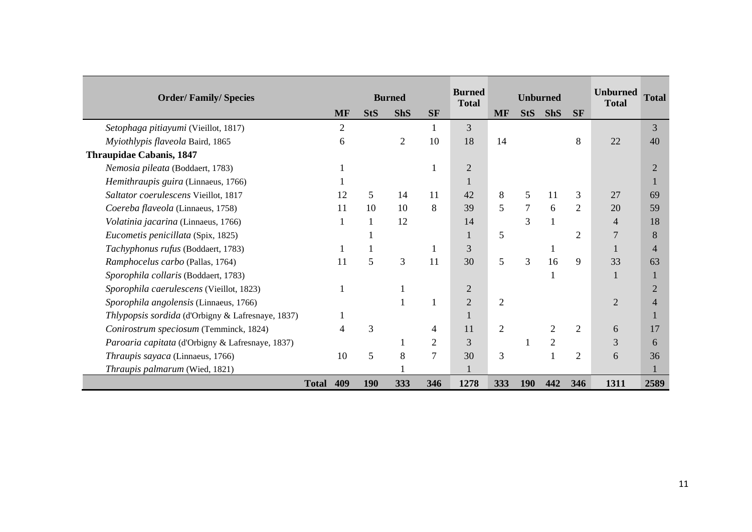| Order/ Family/ Species | Burned | | | | Burned Total | Unburned | | | | Unburned Total | Total |
|---|---|---|---|---|---|---|---|---|---|---|---|
| | MF | StS | ShS | SF | | MF | StS | ShS | SF | | |
| *Setophaga pitiayumi* (Vieillot, 1817) | 2 | | | 1 | 3 | | | | | | 3 |
| *Myiothlypis flaveola* Baird, 1865 | 6 | | 2 | 10 | 18 | 14 | | | 8 | 22 | 40 |
| **Thraupidae Cabanis, 1847** | | | | | | | | | | | |
| *Nemosia pileata* (Boddaert, 1783) | 1 | | | 1 | 2 | | | | | | 2 |
| *Hemithraupis guira* (Linnaeus, 1766) | 1 | | | | 1 | | | | | | 1 |
| *Saltator coerulescens* Vieillot, 1817 | 12 | 5 | 14 | 11 | 42 | 8 | 5 | 11 | 3 | 27 | 69 |
| *Coereba flaveola* (Linnaeus, 1758) | 11 | 10 | 10 | 8 | 39 | 5 | 7 | 6 | 2 | 20 | 59 |
| *Volatinia jacarina* (Linnaeus, 1766) | 1 | 1 | 12 | | 14 | | 3 | 1 | | 4 | 18 |
| *Eucometis penicillata* (Spix, 1825) | | 1 | | | 1 | 5 | | | 2 | 7 | 8 |
| *Tachyphonus rufus* (Boddaert, 1783) | 1 | 1 | | 1 | 3 | | | 1 | | 1 | 4 |
| *Ramphocelus carbo* (Pallas, 1764) | 11 | 5 | 3 | 11 | 30 | 5 | 3 | 16 | 9 | 33 | 63 |
| *Sporophila collaris* (Boddaert, 1783) | | | | | | | | 1 | | 1 | 1 |
| *Sporophila caerulescens* (Vieillot, 1823) | 1 | | 1 | | 2 | | | | | | 2 |
| *Sporophila angolensis* (Linnaeus, 1766) | | | 1 | 1 | 2 | 2 | | | | 2 | 4 |
| *Thlypopsis sordida* (d'Orbigny & Lafresnaye, 1837) | 1 | | | | 1 | | | | | | 1 |
| *Conirostrum speciosum* (Temminck, 1824) | 4 | 3 | | 4 | 11 | 2 | | 2 | 2 | 6 | 17 |
| *Paroaria capitata* (d'Orbigny & Lafresnaye, 1837) | | | 1 | 2 | 3 | | 1 | 2 | | 3 | 6 |
| *Thraupis sayaca* (Linnaeus, 1766) | 10 | 5 | 8 | 7 | 30 | 3 | | 1 | 2 | 6 | 36 |
| *Thraupis palmarum* (Wied, 1821) | | | 1 | | 1 | | | | | | 1 |
| **Total** | **409** | **190** | **333** | **346** | **1278** | **333** | **190** | **442** | **346** | **1311** | **2589** |